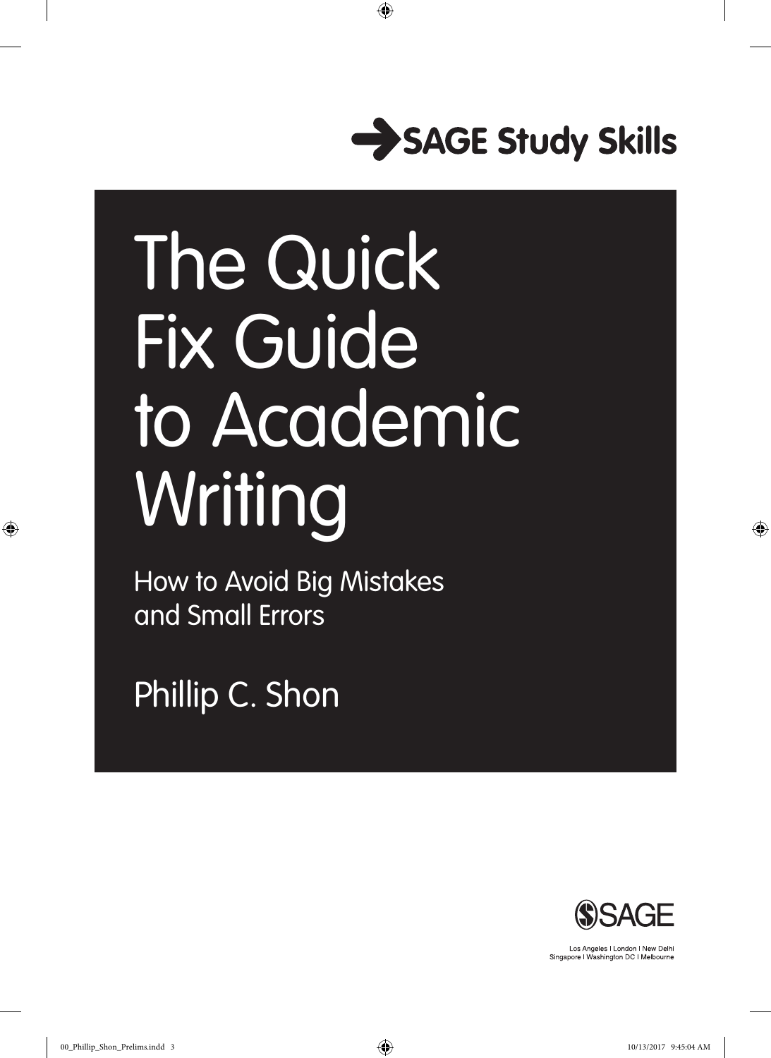SAGE Study Skills

# The Quick Fix Guide to Academic Writing

## How to Avoid Big Mistakes and Small Errors

Phillip C. Shon

SAGE

Los Angeles | London | New Delhi
Singapore | Washington DC | Melbourne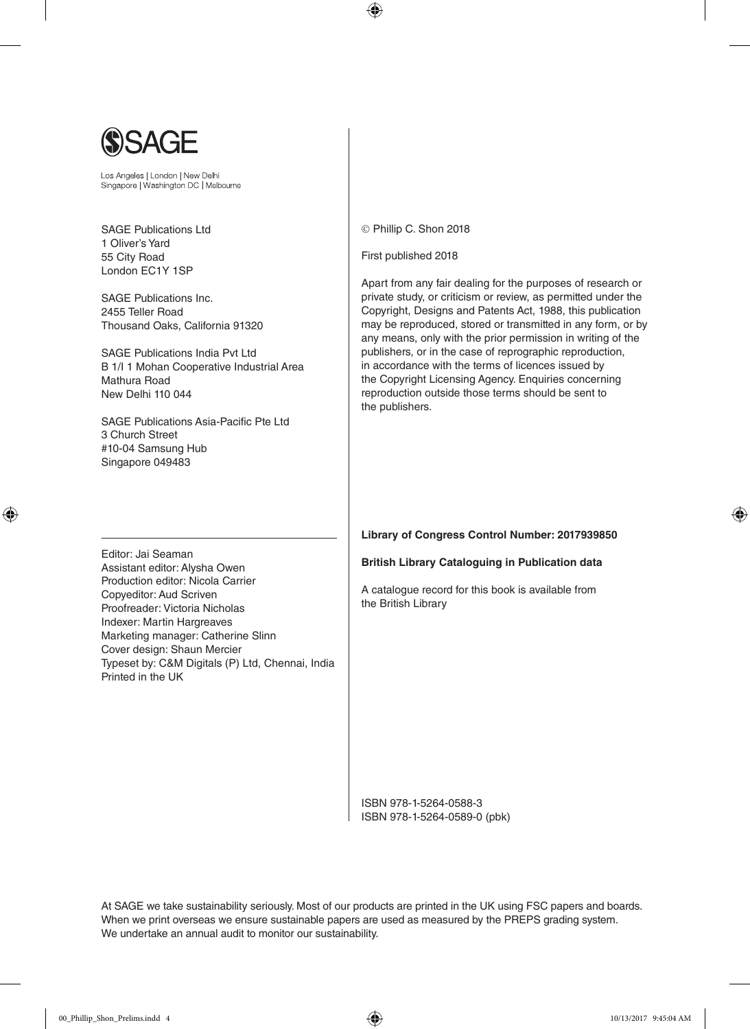SAGE

Los Angeles | London | New Delhi
Singapore | Washington DC | Melbourne

SAGE Publications Ltd
1 Oliver's Yard
55 City Road
London EC1Y 1SP

SAGE Publications Inc.
2455 Teller Road
Thousand Oaks, California 91320

SAGE Publications India Pvt Ltd
B 1/I 1 Mohan Cooperative Industrial Area
Mathura Road
New Delhi 110 044

SAGE Publications Asia-Pacific Pte Ltd
3 Church Street
#10-04 Samsung Hub
Singapore 049483

Editor: Jai Seaman
Assistant editor: Alysha Owen
Production editor: Nicola Carrier
Copyeditor: Aud Scriven
Proofreader: Victoria Nicholas
Indexer: Martin Hargreaves
Marketing manager: Catherine Slinn
Cover design: Shaun Mercier
Typeset by: C&M Digitals (P) Ltd, Chennai, India
Printed in the UK

© Phillip C. Shon 2018

First published 2018

Apart from any fair dealing for the purposes of research or private study, or criticism or review, as permitted under the Copyright, Designs and Patents Act, 1988, this publication may be reproduced, stored or transmitted in any form, or by any means, only with the prior permission in writing of the publishers, or in the case of reprographic reproduction, in accordance with the terms of licences issued by the Copyright Licensing Agency. Enquiries concerning reproduction outside those terms should be sent to the publishers.

**Library of Congress Control Number: 2017939850**

**British Library Cataloguing in Publication data**

A catalogue record for this book is available from the British Library

ISBN 978-1-5264-0588-3
ISBN 978-1-5264-0589-0 (pbk)

At SAGE we take sustainability seriously. Most of our products are printed in the UK using FSC papers and boards. When we print overseas we ensure sustainable papers are used as measured by the PREPS grading system. We undertake an annual audit to monitor our sustainability.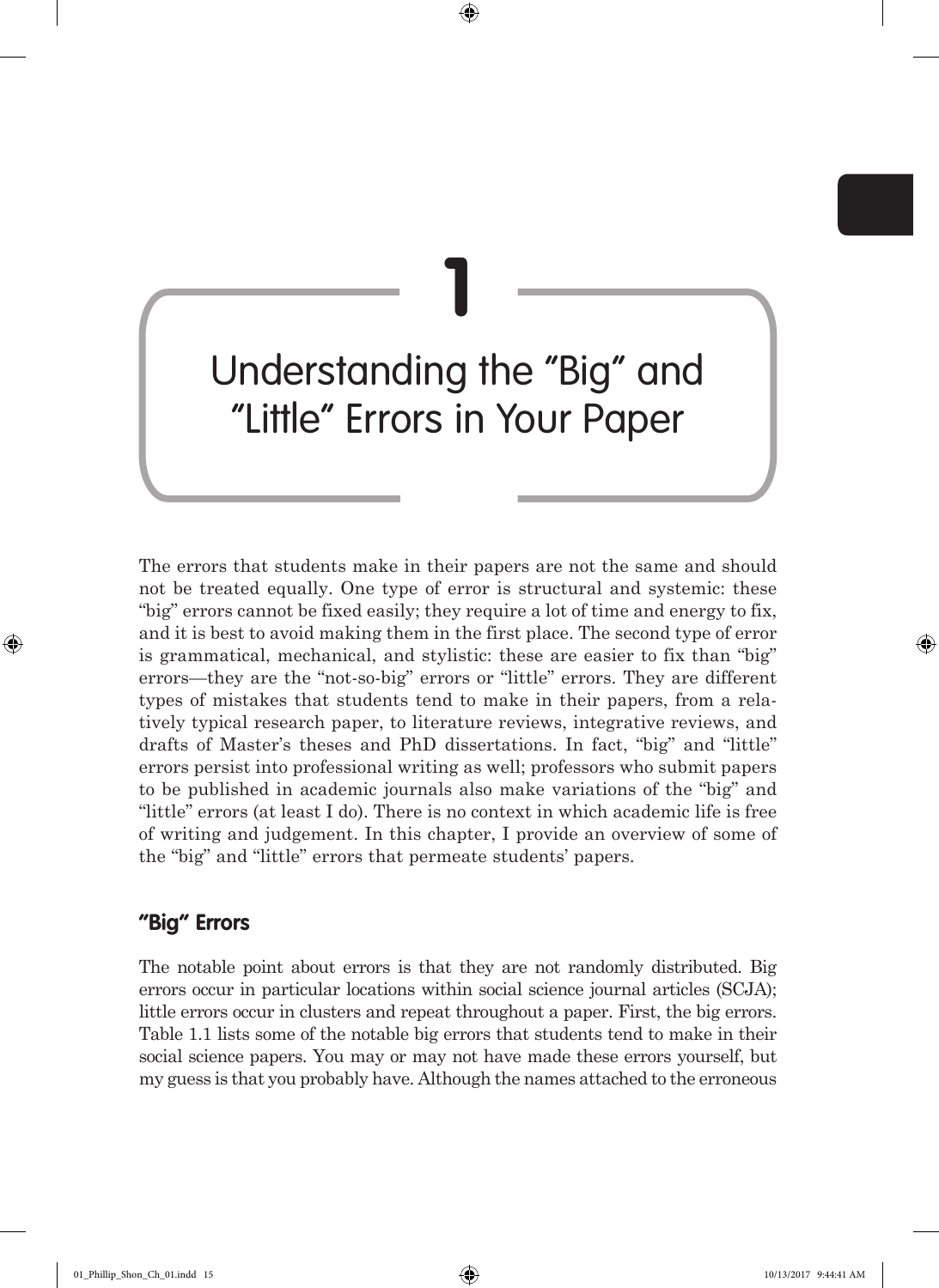# 1

# Understanding the "Big" and "Little" Errors in Your Paper

The errors that students make in their papers are not the same and should not be treated equally. One type of error is structural and systemic: these "big" errors cannot be fixed easily; they require a lot of time and energy to fix, and it is best to avoid making them in the first place. The second type of error is grammatical, mechanical, and stylistic: these are easier to fix than "big" errors—they are the "not-so-big" errors or "little" errors. They are different types of mistakes that students tend to make in their papers, from a relatively typical research paper, to literature reviews, integrative reviews, and drafts of Master's theses and PhD dissertations. In fact, "big" and "little" errors persist into professional writing as well; professors who submit papers to be published in academic journals also make variations of the "big" and "little" errors (at least I do). There is no context in which academic life is free of writing and judgement. In this chapter, I provide an overview of some of the "big" and "little" errors that permeate students' papers.

## "Big" Errors

The notable point about errors is that they are not randomly distributed. Big errors occur in particular locations within social science journal articles (SCJA); little errors occur in clusters and repeat throughout a paper. First, the big errors. Table 1.1 lists some of the notable big errors that students tend to make in their social science papers. You may or may not have made these errors yourself, but my guess is that you probably have. Although the names attached to the erroneous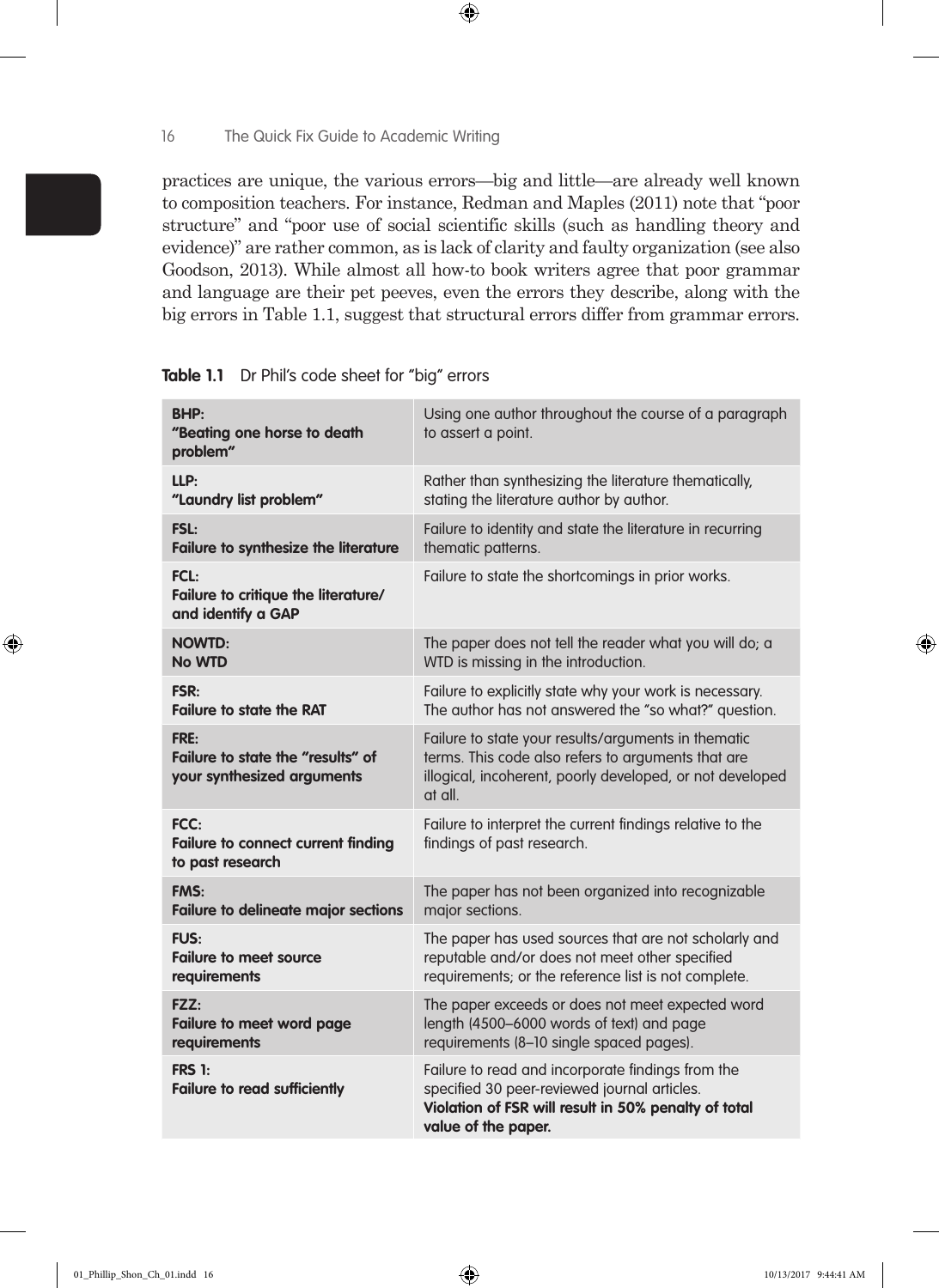practices are unique, the various errors—big and little—are already well known to composition teachers. For instance, Redman and Maples (2011) note that "poor structure" and "poor use of social scientific skills (such as handling theory and evidence)" are rather common, as is lack of clarity and faulty organization (see also Goodson, 2013). While almost all how-to book writers agree that poor grammar and language are their pet peeves, even the errors they describe, along with the big errors in Table 1.1, suggest that structural errors differ from grammar errors.

**Table 1.1** Dr Phil's code sheet for "big" errors

| Code | Description |
|---|---|
| **BHP:** **"Beating one horse to death problem"** | Using one author throughout the course of a paragraph to assert a point. |
| **LLP:** **"Laundry list problem"** | Rather than synthesizing the literature thematically, stating the literature author by author. |
| **FSL:** **Failure to synthesize the literature** | Failure to identity and state the literature in recurring thematic patterns. |
| **FCL:** **Failure to critique the literature/ and identify a GAP** | Failure to state the shortcomings in prior works. |
| **NOWTD:** **No WTD** | The paper does not tell the reader what you will do; a WTD is missing in the introduction. |
| **FSR:** **Failure to state the RAT** | Failure to explicitly state why your work is necessary. The author has not answered the "so what?" question. |
| **FRE:** **Failure to state the "results" of your synthesized arguments** | Failure to state your results/arguments in thematic terms. This code also refers to arguments that are illogical, incoherent, poorly developed, or not developed at all. |
| **FCC:** **Failure to connect current finding to past research** | Failure to interpret the current findings relative to the findings of past research. |
| **FMS:** **Failure to delineate major sections** | The paper has not been organized into recognizable major sections. |
| **FUS:** **Failure to meet source requirements** | The paper has used sources that are not scholarly and reputable and/or does not meet other specified requirements; or the reference list is not complete. |
| **FZZ:** **Failure to meet word page requirements** | The paper exceeds or does not meet expected word length (4500–6000 words of text) and page requirements (8–10 single spaced pages). |
| **FRS 1:** **Failure to read sufficiently** | Failure to read and incorporate findings from the specified 30 peer-reviewed journal articles. **Violation of FSR will result in 50% penalty of total value of the paper.** |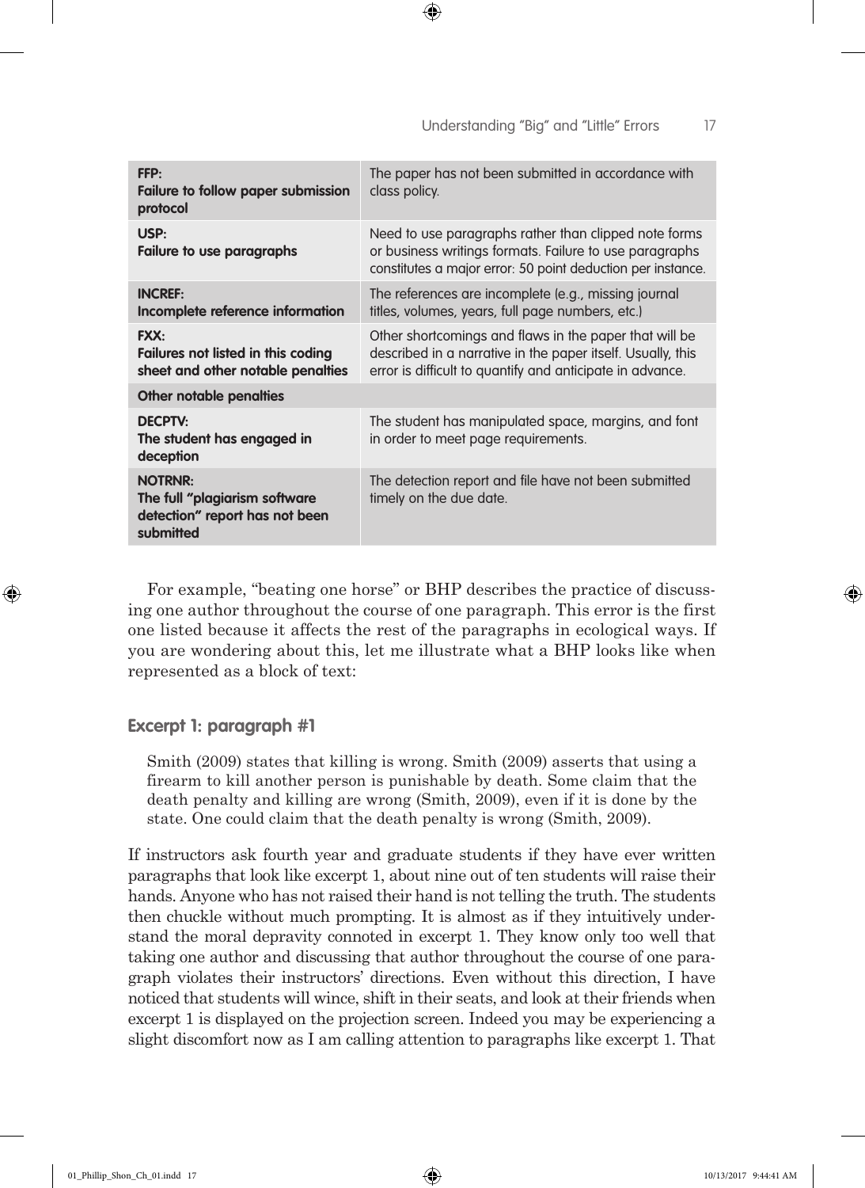| | |
|---|---|
| **FFP:**<br>**Failure to follow paper submission protocol** | The paper has not been submitted in accordance with class policy. |
| **USP:**<br>**Failure to use paragraphs** | Need to use paragraphs rather than clipped note forms or business writings formats. Failure to use paragraphs constitutes a major error: 50 point deduction per instance. |
| **INCREF:**<br>**Incomplete reference information** | The references are incomplete (e.g., missing journal titles, volumes, years, full page numbers, etc.) |
| **FXX:**<br>**Failures not listed in this coding sheet and other notable penalties** | Other shortcomings and flaws in the paper that will be described in a narrative in the paper itself. Usually, this error is difficult to quantify and anticipate in advance. |
| **Other notable penalties** | |
| **DECPTV:**<br>**The student has engaged in deception** | The student has manipulated space, margins, and font in order to meet page requirements. |
| **NOTRNR:**<br>**The full "plagiarism software detection" report has not been submitted** | The detection report and file have not been submitted timely on the due date. |

For example, "beating one horse" or BHP describes the practice of discussing one author throughout the course of one paragraph. This error is the first one listed because it affects the rest of the paragraphs in ecological ways. If you are wondering about this, let me illustrate what a BHP looks like when represented as a block of text:

### Excerpt 1: paragraph #1

> Smith (2009) states that killing is wrong. Smith (2009) asserts that using a firearm to kill another person is punishable by death. Some claim that the death penalty and killing are wrong (Smith, 2009), even if it is done by the state. One could claim that the death penalty is wrong (Smith, 2009).

If instructors ask fourth year and graduate students if they have ever written paragraphs that look like excerpt 1, about nine out of ten students will raise their hands. Anyone who has not raised their hand is not telling the truth. The students then chuckle without much prompting. It is almost as if they intuitively understand the moral depravity connoted in excerpt 1. They know only too well that taking one author and discussing that author throughout the course of one paragraph violates their instructors' directions. Even without this direction, I have noticed that students will wince, shift in their seats, and look at their friends when excerpt 1 is displayed on the projection screen. Indeed you may be experiencing a slight discomfort now as I am calling attention to paragraphs like excerpt 1. That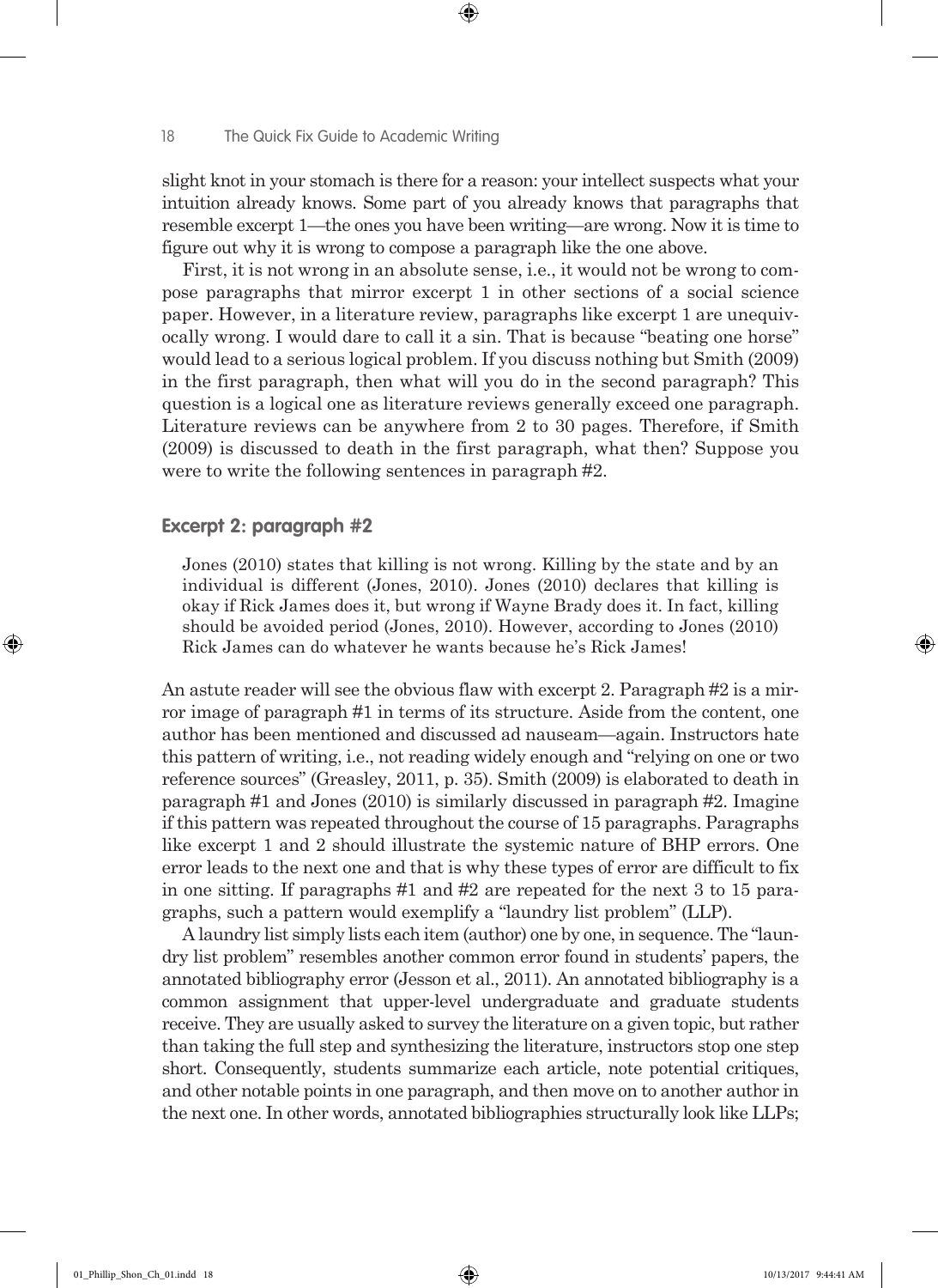slight knot in your stomach is there for a reason: your intellect suspects what your intuition already knows. Some part of you already knows that paragraphs that resemble excerpt 1—the ones you have been writing—are wrong. Now it is time to figure out why it is wrong to compose a paragraph like the one above.

First, it is not wrong in an absolute sense, i.e., it would not be wrong to compose paragraphs that mirror excerpt 1 in other sections of a social science paper. However, in a literature review, paragraphs like excerpt 1 are unequivocally wrong. I would dare to call it a sin. That is because "beating one horse" would lead to a serious logical problem. If you discuss nothing but Smith (2009) in the first paragraph, then what will you do in the second paragraph? This question is a logical one as literature reviews generally exceed one paragraph. Literature reviews can be anywhere from 2 to 30 pages. Therefore, if Smith (2009) is discussed to death in the first paragraph, what then? Suppose you were to write the following sentences in paragraph #2.

### Excerpt 2: paragraph #2

> Jones (2010) states that killing is not wrong. Killing by the state and by an individual is different (Jones, 2010). Jones (2010) declares that killing is okay if Rick James does it, but wrong if Wayne Brady does it. In fact, killing should be avoided period (Jones, 2010). However, according to Jones (2010) Rick James can do whatever he wants because he's Rick James!

An astute reader will see the obvious flaw with excerpt 2. Paragraph #2 is a mirror image of paragraph #1 in terms of its structure. Aside from the content, one author has been mentioned and discussed ad nauseam—again. Instructors hate this pattern of writing, i.e., not reading widely enough and "relying on one or two reference sources" (Greasley, 2011, p. 35). Smith (2009) is elaborated to death in paragraph #1 and Jones (2010) is similarly discussed in paragraph #2. Imagine if this pattern was repeated throughout the course of 15 paragraphs. Paragraphs like excerpt 1 and 2 should illustrate the systemic nature of BHP errors. One error leads to the next one and that is why these types of error are difficult to fix in one sitting. If paragraphs #1 and #2 are repeated for the next 3 to 15 paragraphs, such a pattern would exemplify a "laundry list problem" (LLP).

A laundry list simply lists each item (author) one by one, in sequence. The "laundry list problem" resembles another common error found in students' papers, the annotated bibliography error (Jesson et al., 2011). An annotated bibliography is a common assignment that upper-level undergraduate and graduate students receive. They are usually asked to survey the literature on a given topic, but rather than taking the full step and synthesizing the literature, instructors stop one step short. Consequently, students summarize each article, note potential critiques, and other notable points in one paragraph, and then move on to another author in the next one. In other words, annotated bibliographies structurally look like LLPs;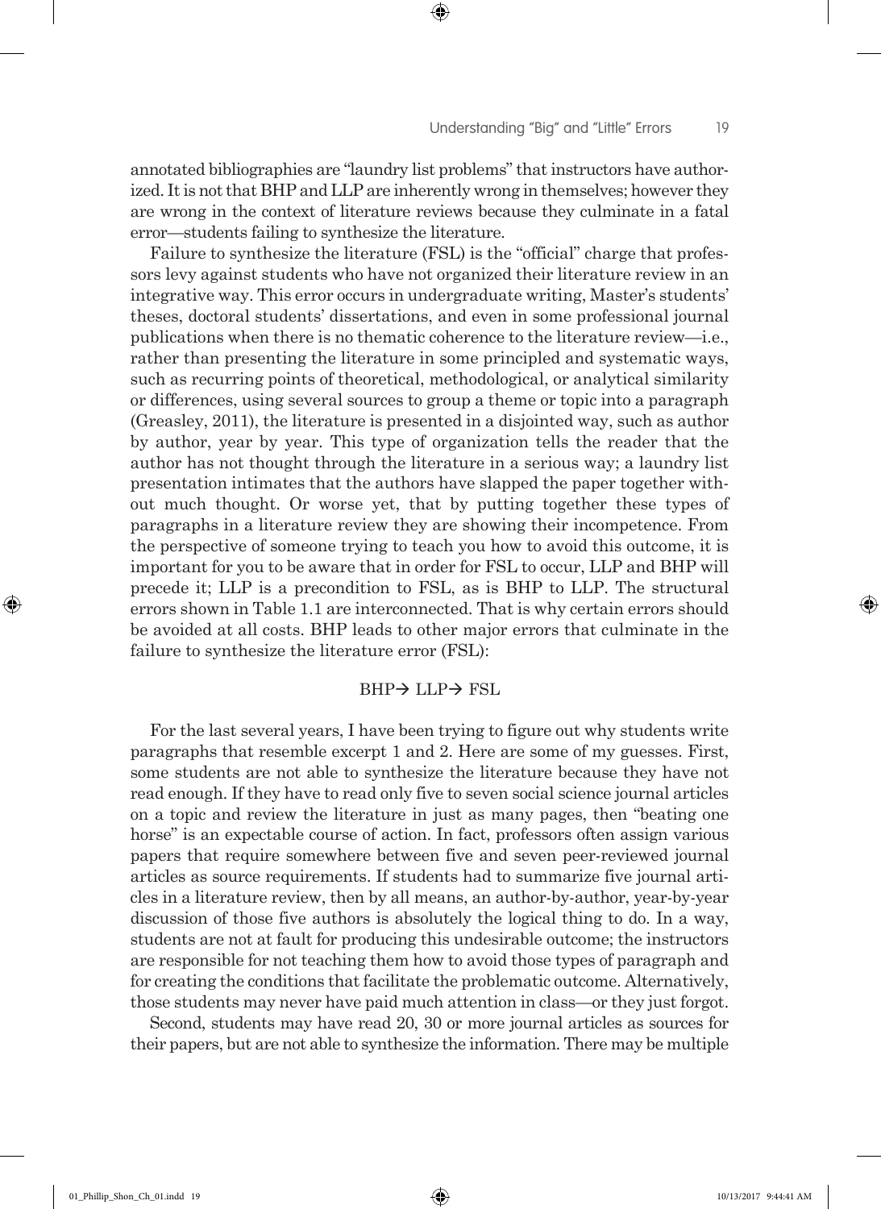annotated bibliographies are "laundry list problems" that instructors have authorized. It is not that BHP and LLP are inherently wrong in themselves; however they are wrong in the context of literature reviews because they culminate in a fatal error—students failing to synthesize the literature.

Failure to synthesize the literature (FSL) is the "official" charge that professors levy against students who have not organized their literature review in an integrative way. This error occurs in undergraduate writing, Master's students' theses, doctoral students' dissertations, and even in some professional journal publications when there is no thematic coherence to the literature review—i.e., rather than presenting the literature in some principled and systematic ways, such as recurring points of theoretical, methodological, or analytical similarity or differences, using several sources to group a theme or topic into a paragraph (Greasley, 2011), the literature is presented in a disjointed way, such as author by author, year by year. This type of organization tells the reader that the author has not thought through the literature in a serious way; a laundry list presentation intimates that the authors have slapped the paper together without much thought. Or worse yet, that by putting together these types of paragraphs in a literature review they are showing their incompetence. From the perspective of someone trying to teach you how to avoid this outcome, it is important for you to be aware that in order for FSL to occur, LLP and BHP will precede it; LLP is a precondition to FSL, as is BHP to LLP. The structural errors shown in Table 1.1 are interconnected. That is why certain errors should be avoided at all costs. BHP leads to other major errors that culminate in the failure to synthesize the literature error (FSL):

$$BHP \rightarrow LLP \rightarrow FSL$$

For the last several years, I have been trying to figure out why students write paragraphs that resemble excerpt 1 and 2. Here are some of my guesses. First, some students are not able to synthesize the literature because they have not read enough. If they have to read only five to seven social science journal articles on a topic and review the literature in just as many pages, then "beating one horse" is an expectable course of action. In fact, professors often assign various papers that require somewhere between five and seven peer-reviewed journal articles as source requirements. If students had to summarize five journal articles in a literature review, then by all means, an author-by-author, year-by-year discussion of those five authors is absolutely the logical thing to do. In a way, students are not at fault for producing this undesirable outcome; the instructors are responsible for not teaching them how to avoid those types of paragraph and for creating the conditions that facilitate the problematic outcome. Alternatively, those students may never have paid much attention in class—or they just forgot.

Second, students may have read 20, 30 or more journal articles as sources for their papers, but are not able to synthesize the information. There may be multiple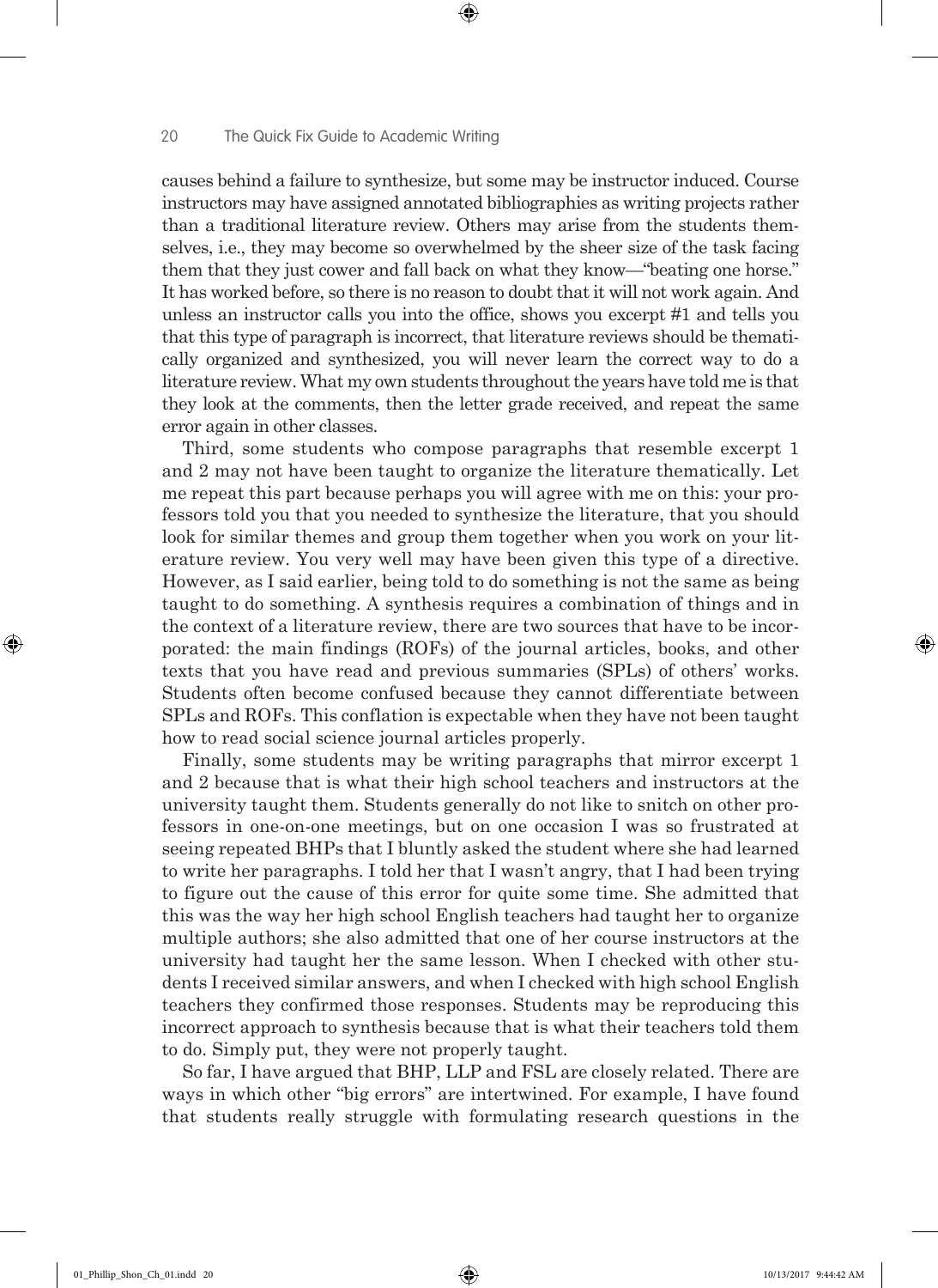causes behind a failure to synthesize, but some may be instructor induced. Course instructors may have assigned annotated bibliographies as writing projects rather than a traditional literature review. Others may arise from the students themselves, i.e., they may become so overwhelmed by the sheer size of the task facing them that they just cower and fall back on what they know—"beating one horse." It has worked before, so there is no reason to doubt that it will not work again. And unless an instructor calls you into the office, shows you excerpt #1 and tells you that this type of paragraph is incorrect, that literature reviews should be thematically organized and synthesized, you will never learn the correct way to do a literature review. What my own students throughout the years have told me is that they look at the comments, then the letter grade received, and repeat the same error again in other classes.

Third, some students who compose paragraphs that resemble excerpt 1 and 2 may not have been taught to organize the literature thematically. Let me repeat this part because perhaps you will agree with me on this: your professors told you that you needed to synthesize the literature, that you should look for similar themes and group them together when you work on your literature review. You very well may have been given this type of a directive. However, as I said earlier, being told to do something is not the same as being taught to do something. A synthesis requires a combination of things and in the context of a literature review, there are two sources that have to be incorporated: the main findings (ROFs) of the journal articles, books, and other texts that you have read and previous summaries (SPLs) of others' works. Students often become confused because they cannot differentiate between SPLs and ROFs. This conflation is expectable when they have not been taught how to read social science journal articles properly.

Finally, some students may be writing paragraphs that mirror excerpt 1 and 2 because that is what their high school teachers and instructors at the university taught them. Students generally do not like to snitch on other professors in one-on-one meetings, but on one occasion I was so frustrated at seeing repeated BHPs that I bluntly asked the student where she had learned to write her paragraphs. I told her that I wasn't angry, that I had been trying to figure out the cause of this error for quite some time. She admitted that this was the way her high school English teachers had taught her to organize multiple authors; she also admitted that one of her course instructors at the university had taught her the same lesson. When I checked with other students I received similar answers, and when I checked with high school English teachers they confirmed those responses. Students may be reproducing this incorrect approach to synthesis because that is what their teachers told them to do. Simply put, they were not properly taught.

So far, I have argued that BHP, LLP and FSL are closely related. There are ways in which other "big errors" are intertwined. For example, I have found that students really struggle with formulating research questions in the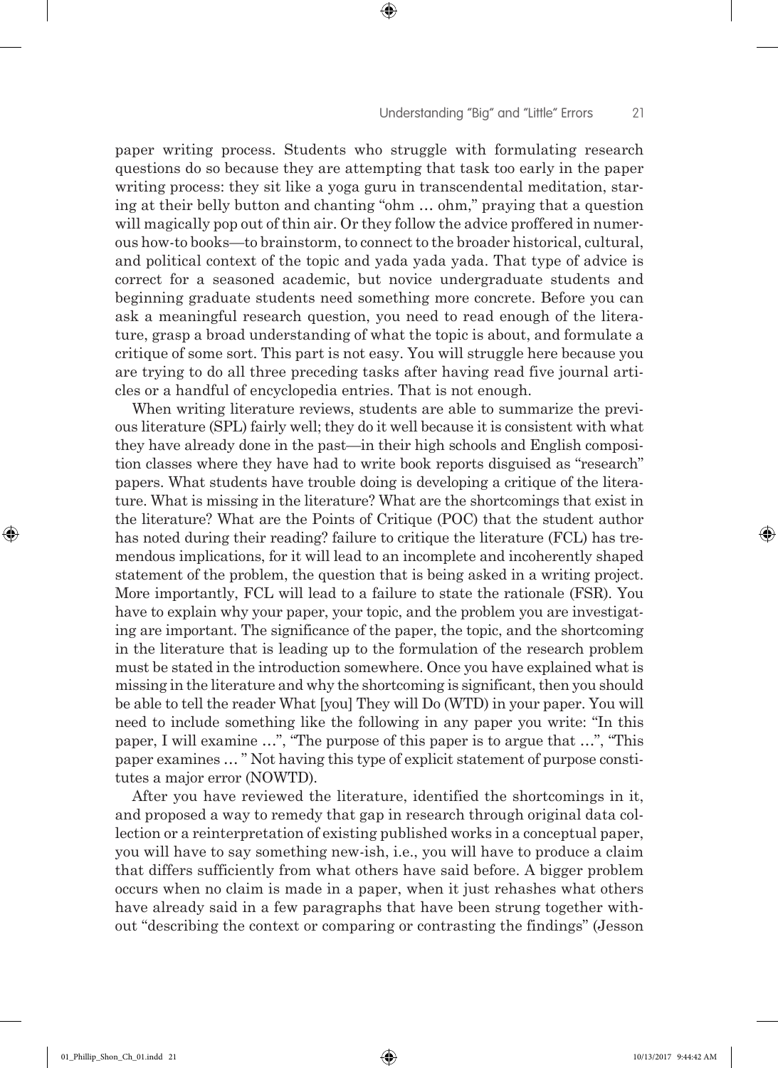paper writing process. Students who struggle with formulating research questions do so because they are attempting that task too early in the paper writing process: they sit like a yoga guru in transcendental meditation, staring at their belly button and chanting "ohm … ohm," praying that a question will magically pop out of thin air. Or they follow the advice proffered in numerous how-to books—to brainstorm, to connect to the broader historical, cultural, and political context of the topic and yada yada yada. That type of advice is correct for a seasoned academic, but novice undergraduate students and beginning graduate students need something more concrete. Before you can ask a meaningful research question, you need to read enough of the literature, grasp a broad understanding of what the topic is about, and formulate a critique of some sort. This part is not easy. You will struggle here because you are trying to do all three preceding tasks after having read five journal articles or a handful of encyclopedia entries. That is not enough.

When writing literature reviews, students are able to summarize the previous literature (SPL) fairly well; they do it well because it is consistent with what they have already done in the past—in their high schools and English composition classes where they have had to write book reports disguised as "research" papers. What students have trouble doing is developing a critique of the literature. What is missing in the literature? What are the shortcomings that exist in the literature? What are the Points of Critique (POC) that the student author has noted during their reading? failure to critique the literature (FCL) has tremendous implications, for it will lead to an incomplete and incoherently shaped statement of the problem, the question that is being asked in a writing project. More importantly, FCL will lead to a failure to state the rationale (FSR). You have to explain why your paper, your topic, and the problem you are investigating are important. The significance of the paper, the topic, and the shortcoming in the literature that is leading up to the formulation of the research problem must be stated in the introduction somewhere. Once you have explained what is missing in the literature and why the shortcoming is significant, then you should be able to tell the reader What [you] They will Do (WTD) in your paper. You will need to include something like the following in any paper you write: "In this paper, I will examine …", "The purpose of this paper is to argue that …", "This paper examines … " Not having this type of explicit statement of purpose constitutes a major error (NOWTD).

After you have reviewed the literature, identified the shortcomings in it, and proposed a way to remedy that gap in research through original data collection or a reinterpretation of existing published works in a conceptual paper, you will have to say something new-ish, i.e., you will have to produce a claim that differs sufficiently from what others have said before. A bigger problem occurs when no claim is made in a paper, when it just rehashes what others have already said in a few paragraphs that have been strung together without "describing the context or comparing or contrasting the findings" (Jesson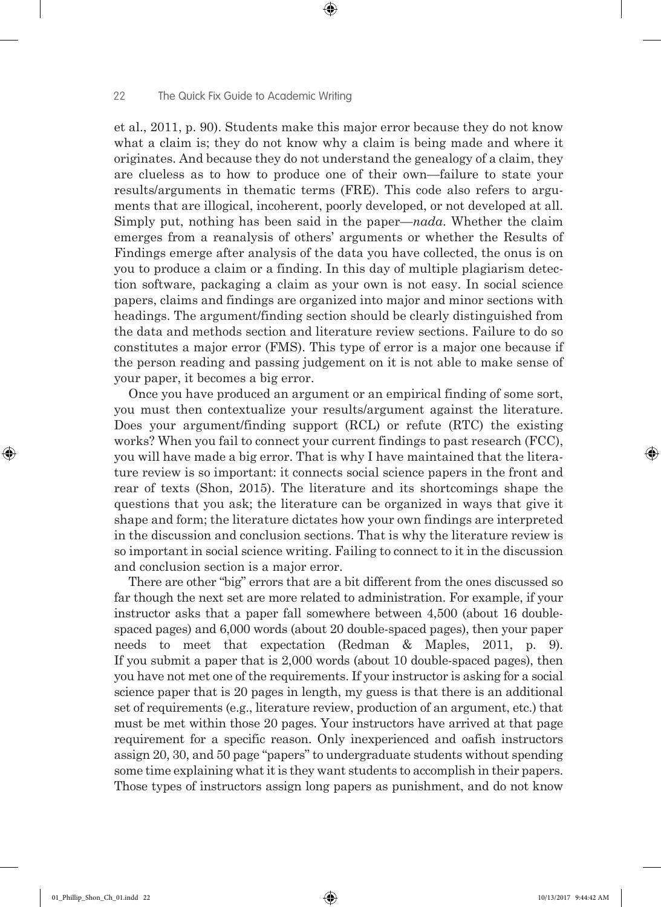et al., 2011, p. 90). Students make this major error because they do not know what a claim is; they do not know why a claim is being made and where it originates. And because they do not understand the genealogy of a claim, they are clueless as to how to produce one of their own—failure to state your results/arguments in thematic terms (FRE). This code also refers to arguments that are illogical, incoherent, poorly developed, or not developed at all. Simply put, nothing has been said in the paper—*nada*. Whether the claim emerges from a reanalysis of others' arguments or whether the Results of Findings emerge after analysis of the data you have collected, the onus is on you to produce a claim or a finding. In this day of multiple plagiarism detection software, packaging a claim as your own is not easy. In social science papers, claims and findings are organized into major and minor sections with headings. The argument/finding section should be clearly distinguished from the data and methods section and literature review sections. Failure to do so constitutes a major error (FMS). This type of error is a major one because if the person reading and passing judgement on it is not able to make sense of your paper, it becomes a big error.

Once you have produced an argument or an empirical finding of some sort, you must then contextualize your results/argument against the literature. Does your argument/finding support (RCL) or refute (RTC) the existing works? When you fail to connect your current findings to past research (FCC), you will have made a big error. That is why I have maintained that the literature review is so important: it connects social science papers in the front and rear of texts (Shon, 2015). The literature and its shortcomings shape the questions that you ask; the literature can be organized in ways that give it shape and form; the literature dictates how your own findings are interpreted in the discussion and conclusion sections. That is why the literature review is so important in social science writing. Failing to connect to it in the discussion and conclusion section is a major error.

There are other "big" errors that are a bit different from the ones discussed so far though the next set are more related to administration. For example, if your instructor asks that a paper fall somewhere between 4,500 (about 16 double-spaced pages) and 6,000 words (about 20 double-spaced pages), then your paper needs to meet that expectation (Redman & Maples, 2011, p. 9). If you submit a paper that is 2,000 words (about 10 double-spaced pages), then you have not met one of the requirements. If your instructor is asking for a social science paper that is 20 pages in length, my guess is that there is an additional set of requirements (e.g., literature review, production of an argument, etc.) that must be met within those 20 pages. Your instructors have arrived at that page requirement for a specific reason. Only inexperienced and oafish instructors assign 20, 30, and 50 page "papers" to undergraduate students without spending some time explaining what it is they want students to accomplish in their papers. Those types of instructors assign long papers as punishment, and do not know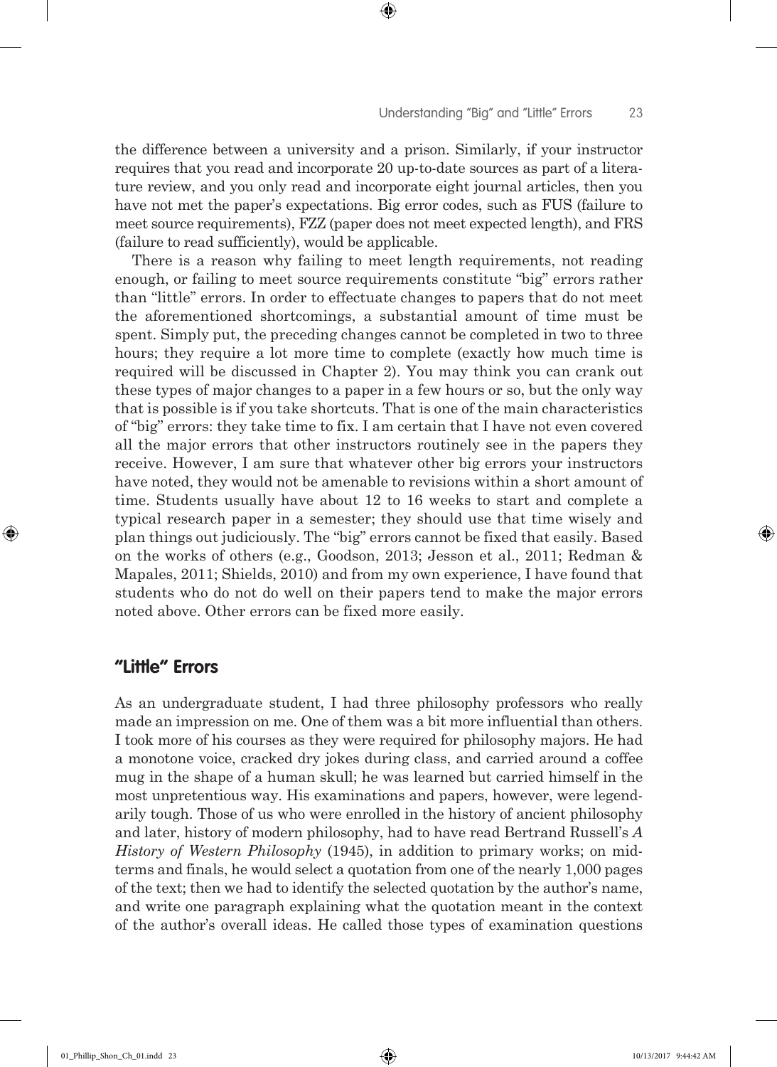the difference between a university and a prison. Similarly, if your instructor requires that you read and incorporate 20 up-to-date sources as part of a literature review, and you only read and incorporate eight journal articles, then you have not met the paper's expectations. Big error codes, such as FUS (failure to meet source requirements), FZZ (paper does not meet expected length), and FRS (failure to read sufficiently), would be applicable.

There is a reason why failing to meet length requirements, not reading enough, or failing to meet source requirements constitute "big" errors rather than "little" errors. In order to effectuate changes to papers that do not meet the aforementioned shortcomings, a substantial amount of time must be spent. Simply put, the preceding changes cannot be completed in two to three hours; they require a lot more time to complete (exactly how much time is required will be discussed in Chapter 2). You may think you can crank out these types of major changes to a paper in a few hours or so, but the only way that is possible is if you take shortcuts. That is one of the main characteristics of "big" errors: they take time to fix. I am certain that I have not even covered all the major errors that other instructors routinely see in the papers they receive. However, I am sure that whatever other big errors your instructors have noted, they would not be amenable to revisions within a short amount of time. Students usually have about 12 to 16 weeks to start and complete a typical research paper in a semester; they should use that time wisely and plan things out judiciously. The "big" errors cannot be fixed that easily. Based on the works of others (e.g., Goodson, 2013; Jesson et al., 2011; Redman & Mapales, 2011; Shields, 2010) and from my own experience, I have found that students who do not do well on their papers tend to make the major errors noted above. Other errors can be fixed more easily.

## "Little" Errors

As an undergraduate student, I had three philosophy professors who really made an impression on me. One of them was a bit more influential than others. I took more of his courses as they were required for philosophy majors. He had a monotone voice, cracked dry jokes during class, and carried around a coffee mug in the shape of a human skull; he was learned but carried himself in the most unpretentious way. His examinations and papers, however, were legendarily tough. Those of us who were enrolled in the history of ancient philosophy and later, history of modern philosophy, had to have read Bertrand Russell's *A History of Western Philosophy* (1945), in addition to primary works; on midterms and finals, he would select a quotation from one of the nearly 1,000 pages of the text; then we had to identify the selected quotation by the author's name, and write one paragraph explaining what the quotation meant in the context of the author's overall ideas. He called those types of examination questions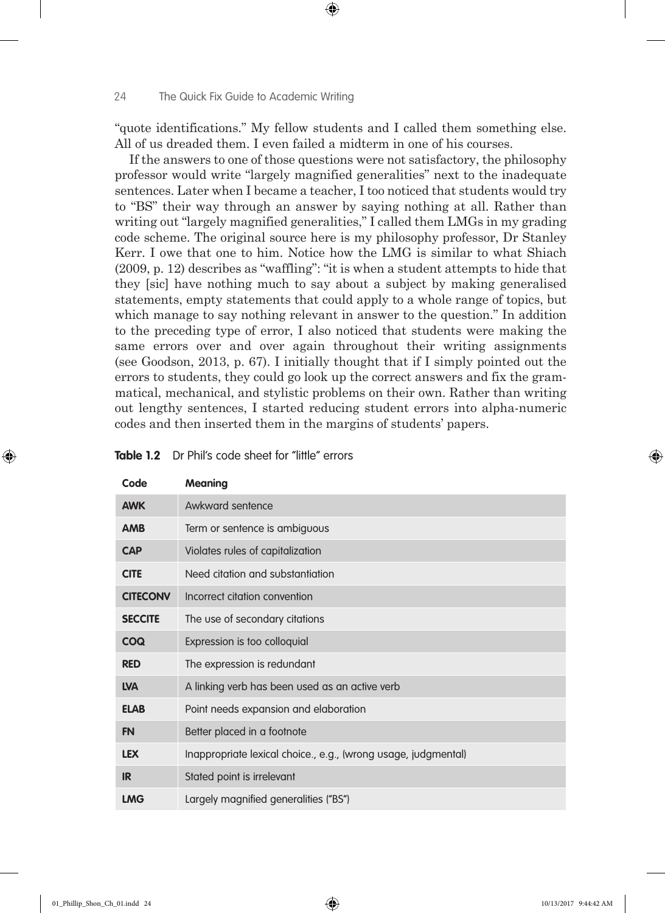"quote identifications." My fellow students and I called them something else. All of us dreaded them. I even failed a midterm in one of his courses.

If the answers to one of those questions were not satisfactory, the philosophy professor would write "largely magnified generalities" next to the inadequate sentences. Later when I became a teacher, I too noticed that students would try to "BS" their way through an answer by saying nothing at all. Rather than writing out "largely magnified generalities," I called them LMGs in my grading code scheme. The original source here is my philosophy professor, Dr Stanley Kerr. I owe that one to him. Notice how the LMG is similar to what Shiach (2009, p. 12) describes as "waffling": "it is when a student attempts to hide that they [sic] have nothing much to say about a subject by making generalised statements, empty statements that could apply to a whole range of topics, but which manage to say nothing relevant in answer to the question." In addition to the preceding type of error, I also noticed that students were making the same errors over and over again throughout their writing assignments (see Goodson, 2013, p. 67). I initially thought that if I simply pointed out the errors to students, they could go look up the correct answers and fix the grammatical, mechanical, and stylistic problems on their own. Rather than writing out lengthy sentences, I started reducing student errors into alpha-numeric codes and then inserted them in the margins of students' papers.

**Table 1.2** Dr Phil's code sheet for "little" errors

| Code | Meaning |
|---|---|
| **AWK** | Awkward sentence |
| **AMB** | Term or sentence is ambiguous |
| **CAP** | Violates rules of capitalization |
| **CITE** | Need citation and substantiation |
| **CITECONV** | Incorrect citation convention |
| **SECCITE** | The use of secondary citations |
| **COQ** | Expression is too colloquial |
| **RED** | The expression is redundant |
| **LVA** | A linking verb has been used as an active verb |
| **ELAB** | Point needs expansion and elaboration |
| **FN** | Better placed in a footnote |
| **LEX** | Inappropriate lexical choice., e.g., (wrong usage, judgmental) |
| **IR** | Stated point is irrelevant |
| **LMG** | Largely magnified generalities ("BS") |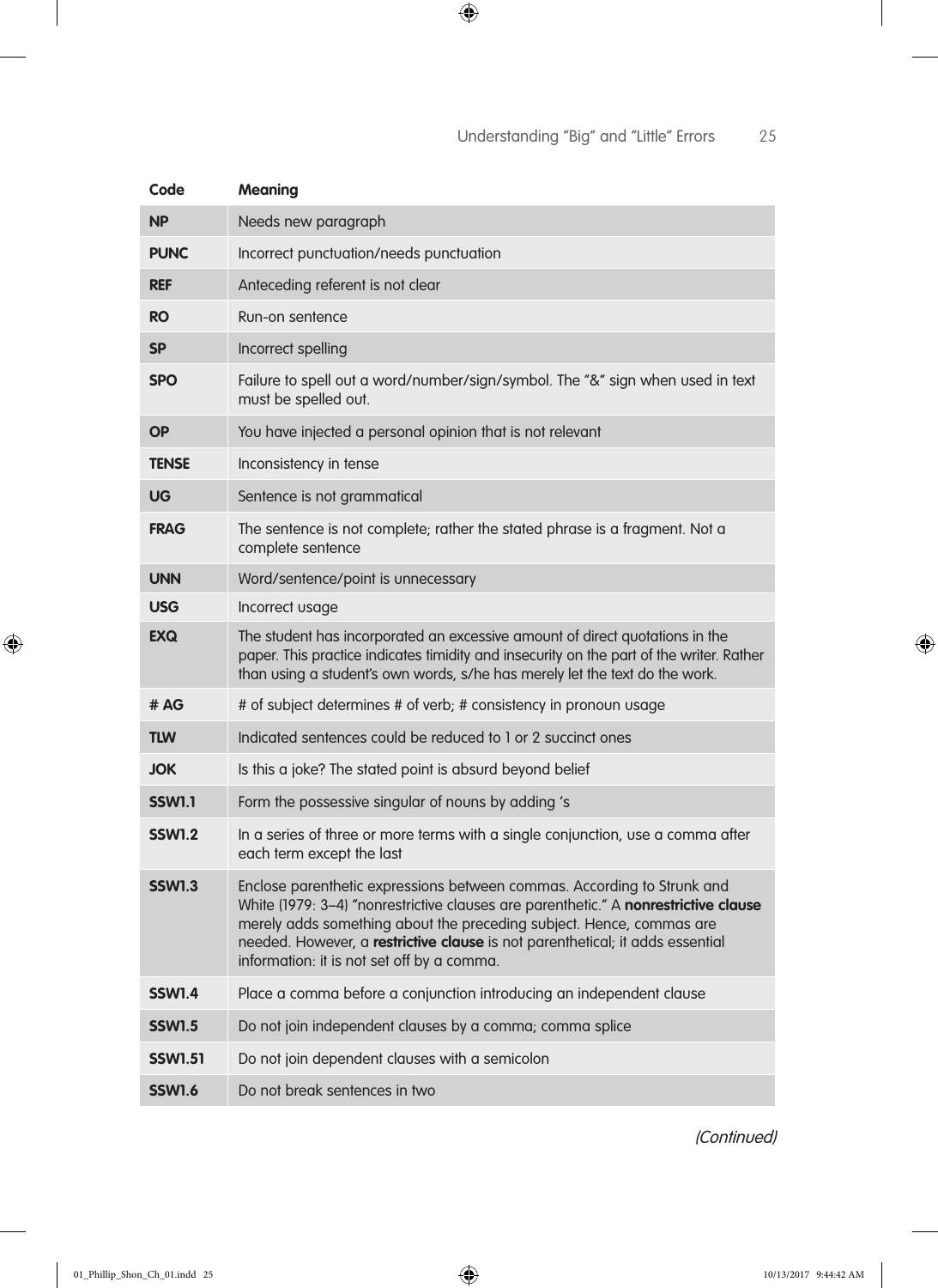| Code | Meaning |
| --- | --- |
| **NP** | Needs new paragraph |
| **PUNC** | Incorrect punctuation/needs punctuation |
| **REF** | Anteceding referent is not clear |
| **RO** | Run-on sentence |
| **SP** | Incorrect spelling |
| **SPO** | Failure to spell out a word/number/sign/symbol. The "&" sign when used in text must be spelled out. |
| **OP** | You have injected a personal opinion that is not relevant |
| **TENSE** | Inconsistency in tense |
| **UG** | Sentence is not grammatical |
| **FRAG** | The sentence is not complete; rather the stated phrase is a fragment. Not a complete sentence |
| **UNN** | Word/sentence/point is unnecessary |
| **USG** | Incorrect usage |
| **EXQ** | The student has incorporated an excessive amount of direct quotations in the paper. This practice indicates timidity and insecurity on the part of the writer. Rather than using a student's own words, s/he has merely let the text do the work. |
| **# AG** | # of subject determines # of verb; # consistency in pronoun usage |
| **TLW** | Indicated sentences could be reduced to 1 or 2 succinct ones |
| **JOK** | Is this a joke? The stated point is absurd beyond belief |
| **SSW1.1** | Form the possessive singular of nouns by adding 's |
| **SSW1.2** | In a series of three or more terms with a single conjunction, use a comma after each term except the last |
| **SSW1.3** | Enclose parenthetic expressions between commas. According to Strunk and White (1979: 3–4) "nonrestrictive clauses are parenthetic." A **nonrestrictive clause** merely adds something about the preceding subject. Hence, commas are needed. However, a **restrictive clause** is not parenthetical; it adds essential information: it is not set off by a comma. |
| **SSW1.4** | Place a comma before a conjunction introducing an independent clause |
| **SSW1.5** | Do not join independent clauses by a comma; comma splice |
| **SSW1.51** | Do not join dependent clauses with a semicolon |
| **SSW1.6** | Do not break sentences in two |

*(Continued)*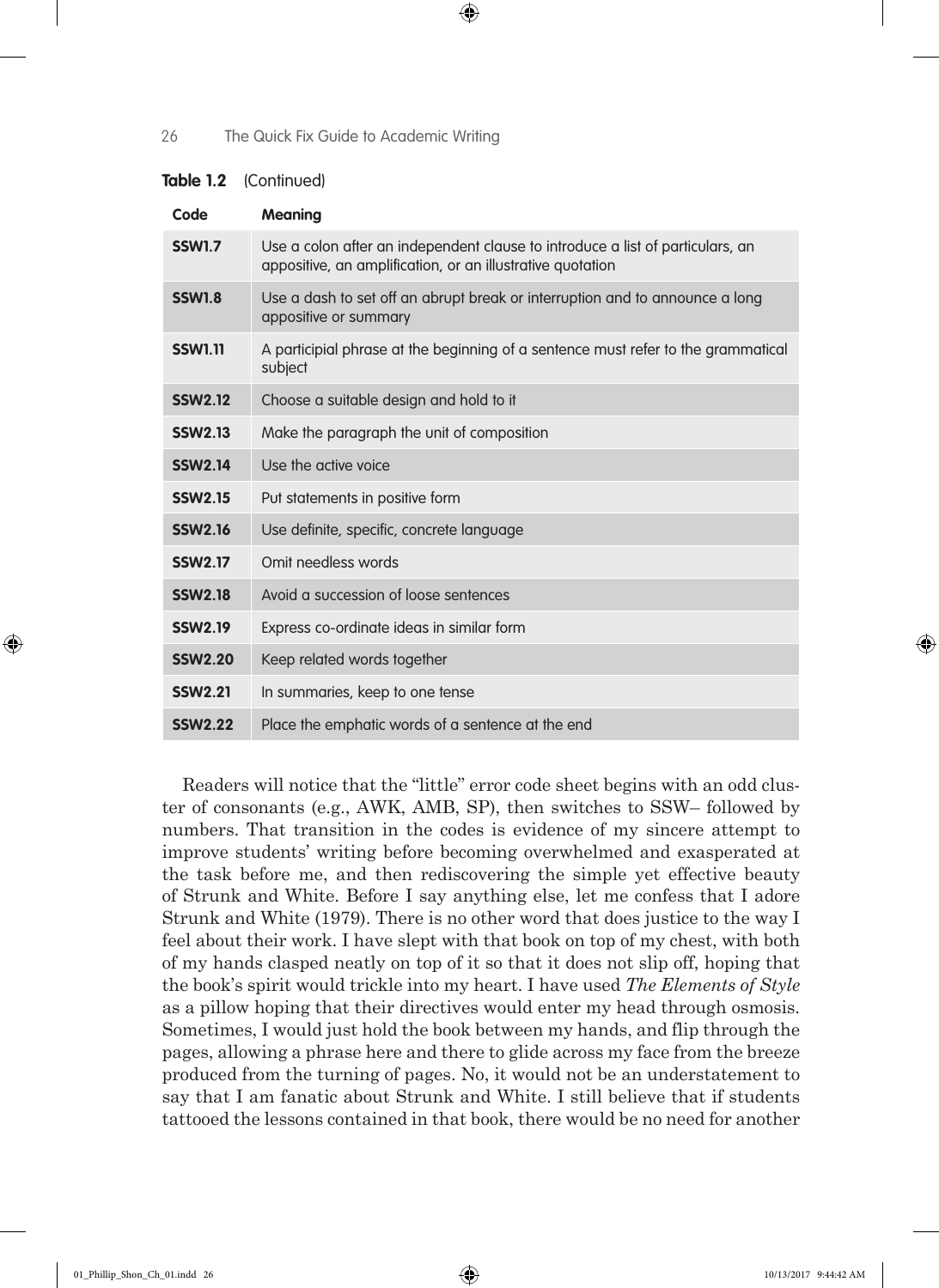**Table 1.2** (Continued)

| Code | Meaning |
|---|---|
| **SSW1.7** | Use a colon after an independent clause to introduce a list of particulars, an appositive, an amplification, or an illustrative quotation |
| **SSW1.8** | Use a dash to set off an abrupt break or interruption and to announce a long appositive or summary |
| **SSW1.11** | A participial phrase at the beginning of a sentence must refer to the grammatical subject |
| **SSW2.12** | Choose a suitable design and hold to it |
| **SSW2.13** | Make the paragraph the unit of composition |
| **SSW2.14** | Use the active voice |
| **SSW2.15** | Put statements in positive form |
| **SSW2.16** | Use definite, specific, concrete language |
| **SSW2.17** | Omit needless words |
| **SSW2.18** | Avoid a succession of loose sentences |
| **SSW2.19** | Express co-ordinate ideas in similar form |
| **SSW2.20** | Keep related words together |
| **SSW2.21** | In summaries, keep to one tense |
| **SSW2.22** | Place the emphatic words of a sentence at the end |

Readers will notice that the "little" error code sheet begins with an odd cluster of consonants (e.g., AWK, AMB, SP), then switches to SSW– followed by numbers. That transition in the codes is evidence of my sincere attempt to improve students' writing before becoming overwhelmed and exasperated at the task before me, and then rediscovering the simple yet effective beauty of Strunk and White. Before I say anything else, let me confess that I adore Strunk and White (1979). There is no other word that does justice to the way I feel about their work. I have slept with that book on top of my chest, with both of my hands clasped neatly on top of it so that it does not slip off, hoping that the book's spirit would trickle into my heart. I have used *The Elements of Style* as a pillow hoping that their directives would enter my head through osmosis. Sometimes, I would just hold the book between my hands, and flip through the pages, allowing a phrase here and there to glide across my face from the breeze produced from the turning of pages. No, it would not be an understatement to say that I am fanatic about Strunk and White. I still believe that if students tattooed the lessons contained in that book, there would be no need for another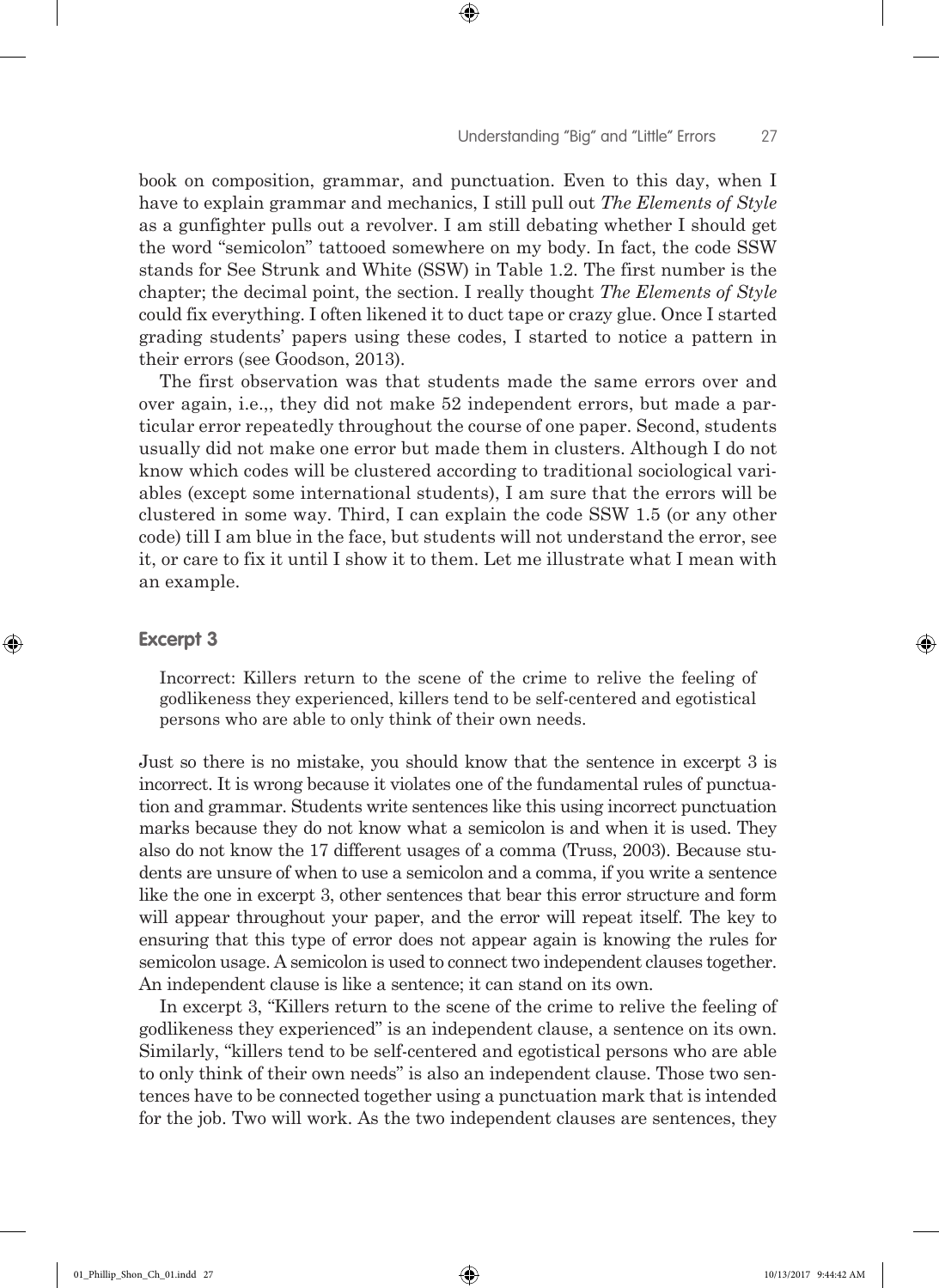book on composition, grammar, and punctuation. Even to this day, when I have to explain grammar and mechanics, I still pull out *The Elements of Style* as a gunfighter pulls out a revolver. I am still debating whether I should get the word "semicolon" tattooed somewhere on my body. In fact, the code SSW stands for See Strunk and White (SSW) in Table 1.2. The first number is the chapter; the decimal point, the section. I really thought *The Elements of Style* could fix everything. I often likened it to duct tape or crazy glue. Once I started grading students' papers using these codes, I started to notice a pattern in their errors (see Goodson, 2013).

The first observation was that students made the same errors over and over again, i.e.,, they did not make 52 independent errors, but made a particular error repeatedly throughout the course of one paper. Second, students usually did not make one error but made them in clusters. Although I do not know which codes will be clustered according to traditional sociological variables (except some international students), I am sure that the errors will be clustered in some way. Third, I can explain the code SSW 1.5 (or any other code) till I am blue in the face, but students will not understand the error, see it, or care to fix it until I show it to them. Let me illustrate what I mean with an example.

### Excerpt 3

> Incorrect: Killers return to the scene of the crime to relive the feeling of godlikeness they experienced, killers tend to be self-centered and egotistical persons who are able to only think of their own needs.

Just so there is no mistake, you should know that the sentence in excerpt 3 is incorrect. It is wrong because it violates one of the fundamental rules of punctuation and grammar. Students write sentences like this using incorrect punctuation marks because they do not know what a semicolon is and when it is used. They also do not know the 17 different usages of a comma (Truss, 2003). Because students are unsure of when to use a semicolon and a comma, if you write a sentence like the one in excerpt 3, other sentences that bear this error structure and form will appear throughout your paper, and the error will repeat itself. The key to ensuring that this type of error does not appear again is knowing the rules for semicolon usage. A semicolon is used to connect two independent clauses together. An independent clause is like a sentence; it can stand on its own.

In excerpt 3, "Killers return to the scene of the crime to relive the feeling of godlikeness they experienced" is an independent clause, a sentence on its own. Similarly, "killers tend to be self-centered and egotistical persons who are able to only think of their own needs" is also an independent clause. Those two sentences have to be connected together using a punctuation mark that is intended for the job. Two will work. As the two independent clauses are sentences, they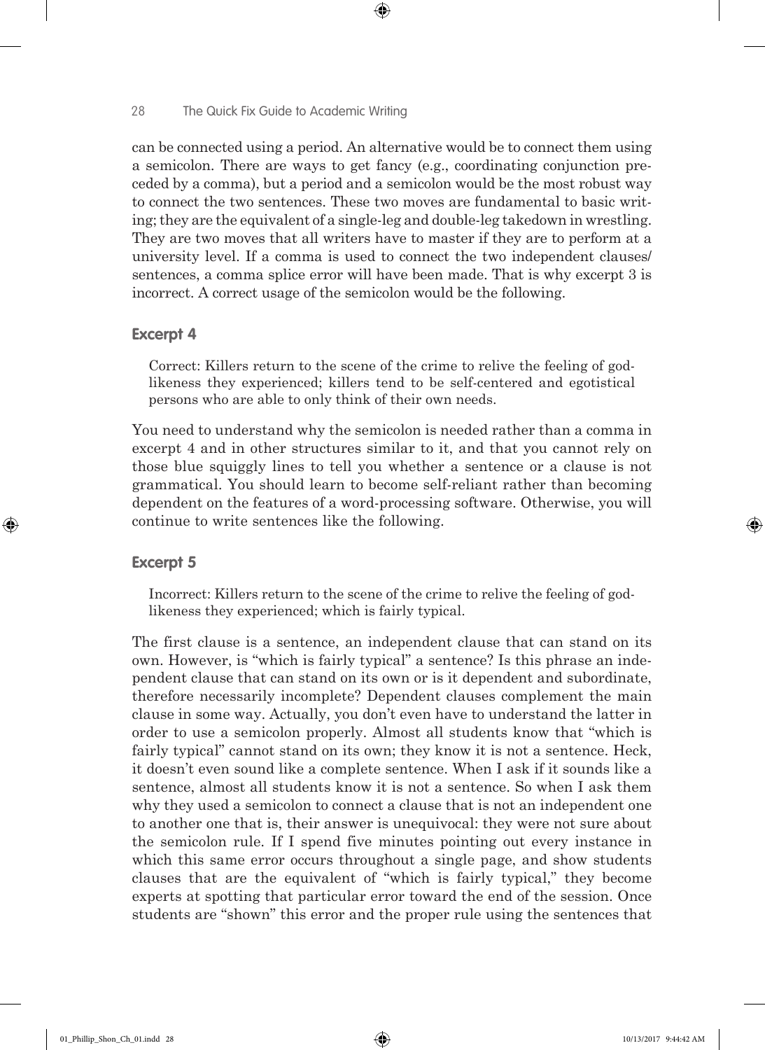can be connected using a period. An alternative would be to connect them using a semicolon. There are ways to get fancy (e.g., coordinating conjunction preceded by a comma), but a period and a semicolon would be the most robust way to connect the two sentences. These two moves are fundamental to basic writing; they are the equivalent of a single-leg and double-leg takedown in wrestling. They are two moves that all writers have to master if they are to perform at a university level. If a comma is used to connect the two independent clauses/sentences, a comma splice error will have been made. That is why excerpt 3 is incorrect. A correct usage of the semicolon would be the following.

### Excerpt 4

> Correct: Killers return to the scene of the crime to relive the feeling of god-likeness they experienced; killers tend to be self-centered and egotistical persons who are able to only think of their own needs.

You need to understand why the semicolon is needed rather than a comma in excerpt 4 and in other structures similar to it, and that you cannot rely on those blue squiggly lines to tell you whether a sentence or a clause is not grammatical. You should learn to become self-reliant rather than becoming dependent on the features of a word-processing software. Otherwise, you will continue to write sentences like the following.

### Excerpt 5

> Incorrect: Killers return to the scene of the crime to relive the feeling of god-likeness they experienced; which is fairly typical.

The first clause is a sentence, an independent clause that can stand on its own. However, is "which is fairly typical" a sentence? Is this phrase an independent clause that can stand on its own or is it dependent and subordinate, therefore necessarily incomplete? Dependent clauses complement the main clause in some way. Actually, you don't even have to understand the latter in order to use a semicolon properly. Almost all students know that "which is fairly typical" cannot stand on its own; they know it is not a sentence. Heck, it doesn't even sound like a complete sentence. When I ask if it sounds like a sentence, almost all students know it is not a sentence. So when I ask them why they used a semicolon to connect a clause that is not an independent one to another one that is, their answer is unequivocal: they were not sure about the semicolon rule. If I spend five minutes pointing out every instance in which this same error occurs throughout a single page, and show students clauses that are the equivalent of "which is fairly typical," they become experts at spotting that particular error toward the end of the session. Once students are "shown" this error and the proper rule using the sentences that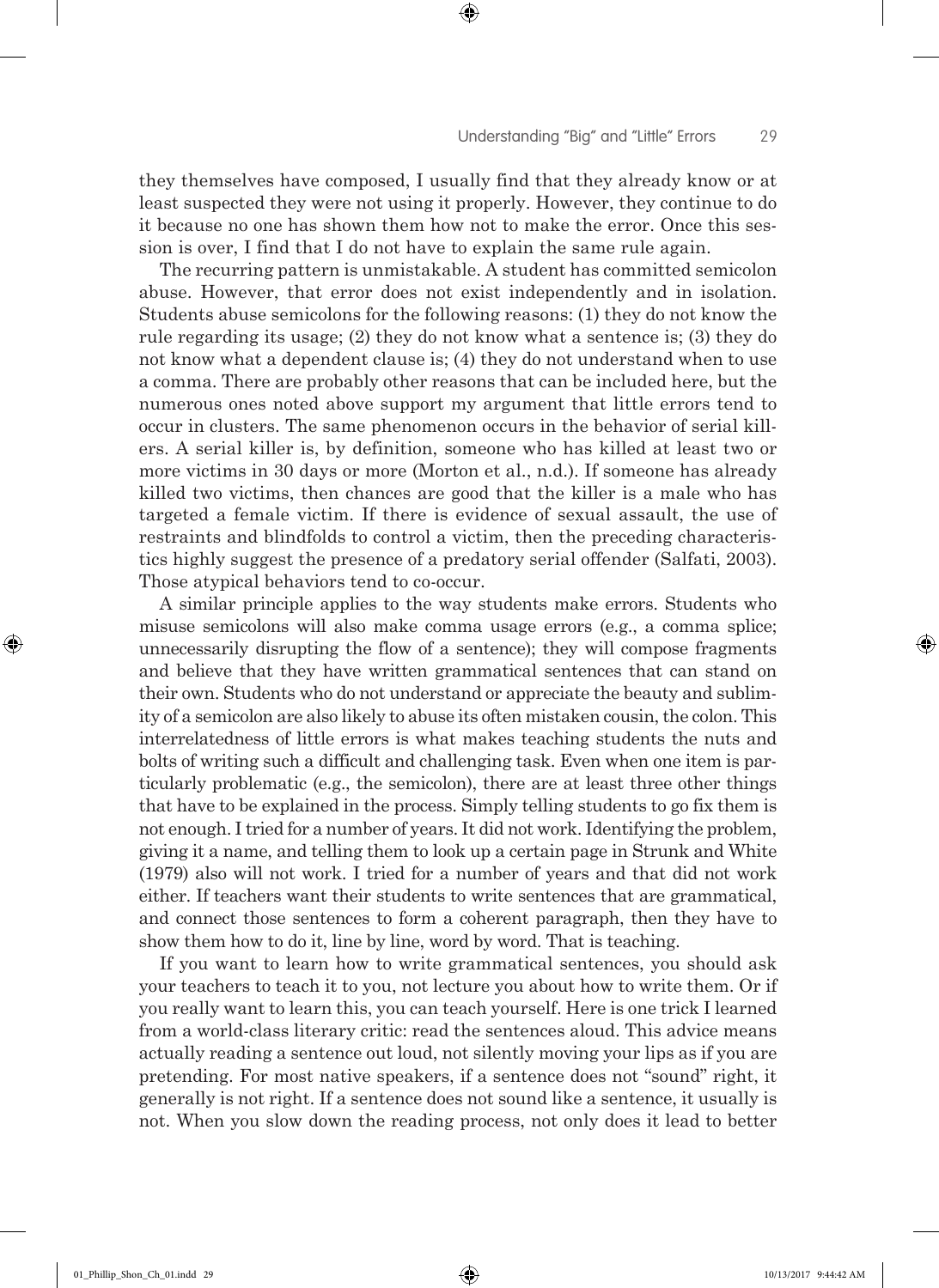they themselves have composed, I usually find that they already know or at least suspected they were not using it properly. However, they continue to do it because no one has shown them how not to make the error. Once this session is over, I find that I do not have to explain the same rule again.

The recurring pattern is unmistakable. A student has committed semicolon abuse. However, that error does not exist independently and in isolation. Students abuse semicolons for the following reasons: (1) they do not know the rule regarding its usage; (2) they do not know what a sentence is; (3) they do not know what a dependent clause is; (4) they do not understand when to use a comma. There are probably other reasons that can be included here, but the numerous ones noted above support my argument that little errors tend to occur in clusters. The same phenomenon occurs in the behavior of serial killers. A serial killer is, by definition, someone who has killed at least two or more victims in 30 days or more (Morton et al., n.d.). If someone has already killed two victims, then chances are good that the killer is a male who has targeted a female victim. If there is evidence of sexual assault, the use of restraints and blindfolds to control a victim, then the preceding characteristics highly suggest the presence of a predatory serial offender (Salfati, 2003). Those atypical behaviors tend to co-occur.

A similar principle applies to the way students make errors. Students who misuse semicolons will also make comma usage errors (e.g., a comma splice; unnecessarily disrupting the flow of a sentence); they will compose fragments and believe that they have written grammatical sentences that can stand on their own. Students who do not understand or appreciate the beauty and sublimity of a semicolon are also likely to abuse its often mistaken cousin, the colon. This interrelatedness of little errors is what makes teaching students the nuts and bolts of writing such a difficult and challenging task. Even when one item is particularly problematic (e.g., the semicolon), there are at least three other things that have to be explained in the process. Simply telling students to go fix them is not enough. I tried for a number of years. It did not work. Identifying the problem, giving it a name, and telling them to look up a certain page in Strunk and White (1979) also will not work. I tried for a number of years and that did not work either. If teachers want their students to write sentences that are grammatical, and connect those sentences to form a coherent paragraph, then they have to show them how to do it, line by line, word by word. That is teaching.

If you want to learn how to write grammatical sentences, you should ask your teachers to teach it to you, not lecture you about how to write them. Or if you really want to learn this, you can teach yourself. Here is one trick I learned from a world-class literary critic: read the sentences aloud. This advice means actually reading a sentence out loud, not silently moving your lips as if you are pretending. For most native speakers, if a sentence does not "sound" right, it generally is not right. If a sentence does not sound like a sentence, it usually is not. When you slow down the reading process, not only does it lead to better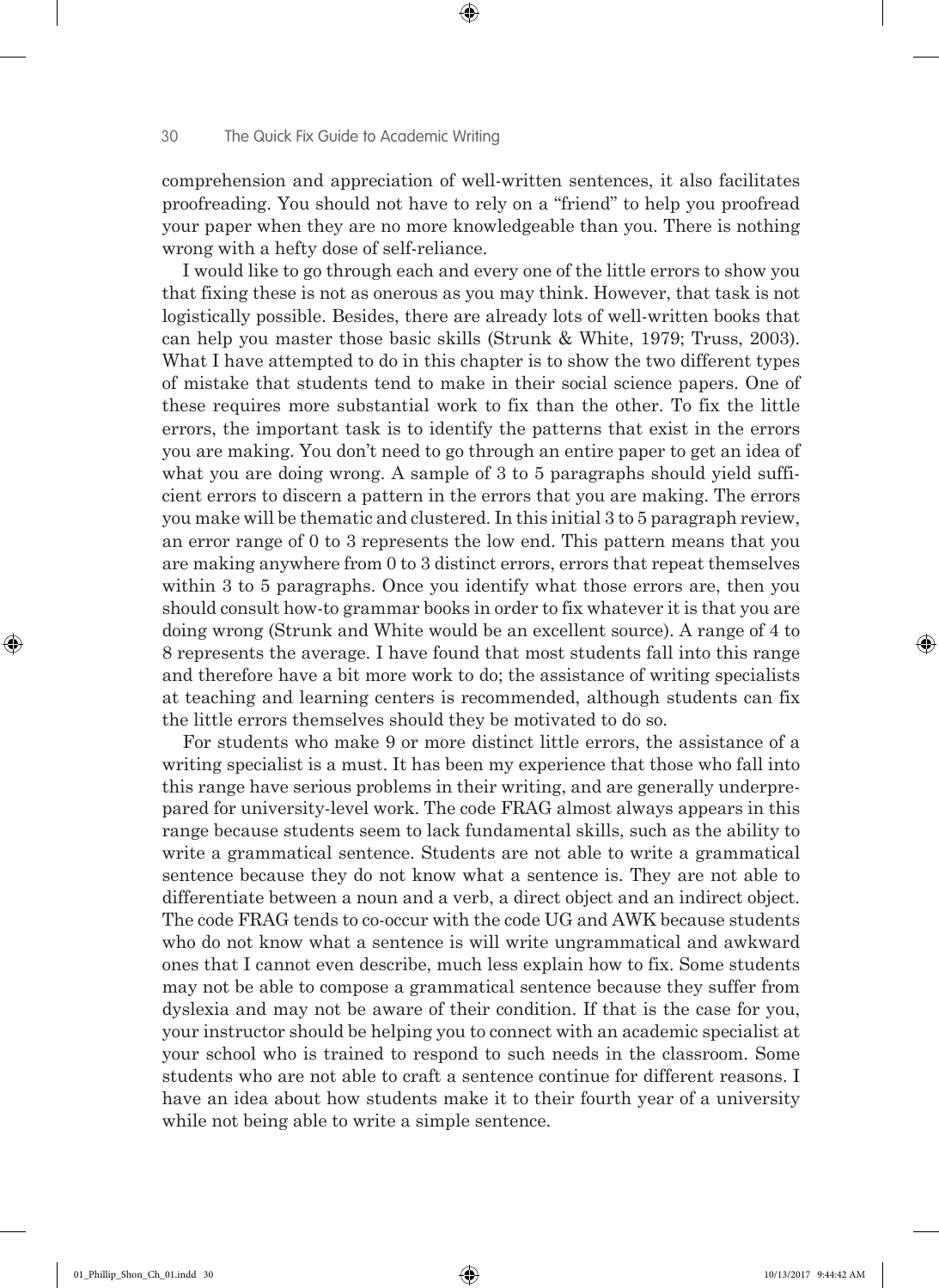comprehension and appreciation of well-written sentences, it also facilitates proofreading. You should not have to rely on a "friend" to help you proofread your paper when they are no more knowledgeable than you. There is nothing wrong with a hefty dose of self-reliance.

I would like to go through each and every one of the little errors to show you that fixing these is not as onerous as you may think. However, that task is not logistically possible. Besides, there are already lots of well-written books that can help you master those basic skills (Strunk & White, 1979; Truss, 2003). What I have attempted to do in this chapter is to show the two different types of mistake that students tend to make in their social science papers. One of these requires more substantial work to fix than the other. To fix the little errors, the important task is to identify the patterns that exist in the errors you are making. You don't need to go through an entire paper to get an idea of what you are doing wrong. A sample of 3 to 5 paragraphs should yield sufficient errors to discern a pattern in the errors that you are making. The errors you make will be thematic and clustered. In this initial 3 to 5 paragraph review, an error range of 0 to 3 represents the low end. This pattern means that you are making anywhere from 0 to 3 distinct errors, errors that repeat themselves within 3 to 5 paragraphs. Once you identify what those errors are, then you should consult how-to grammar books in order to fix whatever it is that you are doing wrong (Strunk and White would be an excellent source). A range of 4 to 8 represents the average. I have found that most students fall into this range and therefore have a bit more work to do; the assistance of writing specialists at teaching and learning centers is recommended, although students can fix the little errors themselves should they be motivated to do so.

For students who make 9 or more distinct little errors, the assistance of a writing specialist is a must. It has been my experience that those who fall into this range have serious problems in their writing, and are generally underprepared for university-level work. The code FRAG almost always appears in this range because students seem to lack fundamental skills, such as the ability to write a grammatical sentence. Students are not able to write a grammatical sentence because they do not know what a sentence is. They are not able to differentiate between a noun and a verb, a direct object and an indirect object. The code FRAG tends to co-occur with the code UG and AWK because students who do not know what a sentence is will write ungrammatical and awkward ones that I cannot even describe, much less explain how to fix. Some students may not be able to compose a grammatical sentence because they suffer from dyslexia and may not be aware of their condition. If that is the case for you, your instructor should be helping you to connect with an academic specialist at your school who is trained to respond to such needs in the classroom. Some students who are not able to craft a sentence continue for different reasons. I have an idea about how students make it to their fourth year of a university while not being able to write a simple sentence.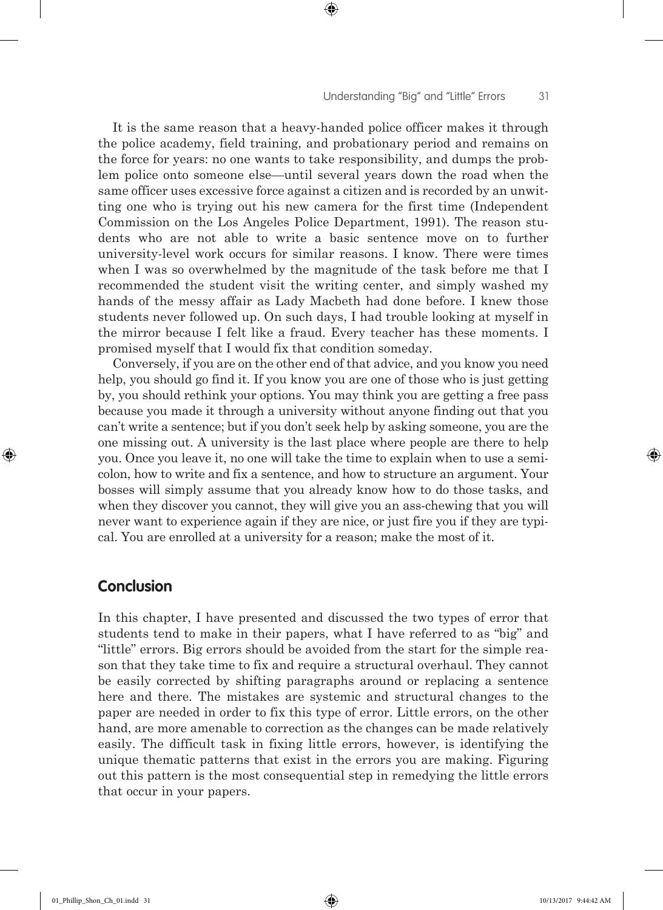It is the same reason that a heavy-handed police officer makes it through the police academy, field training, and probationary period and remains on the force for years: no one wants to take responsibility, and dumps the problem police onto someone else—until several years down the road when the same officer uses excessive force against a citizen and is recorded by an unwitting one who is trying out his new camera for the first time (Independent Commission on the Los Angeles Police Department, 1991). The reason students who are not able to write a basic sentence move on to further university-level work occurs for similar reasons. I know. There were times when I was so overwhelmed by the magnitude of the task before me that I recommended the student visit the writing center, and simply washed my hands of the messy affair as Lady Macbeth had done before. I knew those students never followed up. On such days, I had trouble looking at myself in the mirror because I felt like a fraud. Every teacher has these moments. I promised myself that I would fix that condition someday.

Conversely, if you are on the other end of that advice, and you know you need help, you should go find it. If you know you are one of those who is just getting by, you should rethink your options. You may think you are getting a free pass because you made it through a university without anyone finding out that you can't write a sentence; but if you don't seek help by asking someone, you are the one missing out. A university is the last place where people are there to help you. Once you leave it, no one will take the time to explain when to use a semicolon, how to write and fix a sentence, and how to structure an argument. Your bosses will simply assume that you already know how to do those tasks, and when they discover you cannot, they will give you an ass-chewing that you will never want to experience again if they are nice, or just fire you if they are typical. You are enrolled at a university for a reason; make the most of it.

## Conclusion

In this chapter, I have presented and discussed the two types of error that students tend to make in their papers, what I have referred to as "big" and "little" errors. Big errors should be avoided from the start for the simple reason that they take time to fix and require a structural overhaul. They cannot be easily corrected by shifting paragraphs around or replacing a sentence here and there. The mistakes are systemic and structural changes to the paper are needed in order to fix this type of error. Little errors, on the other hand, are more amenable to correction as the changes can be made relatively easily. The difficult task in fixing little errors, however, is identifying the unique thematic patterns that exist in the errors you are making. Figuring out this pattern is the most consequential step in remedying the little errors that occur in your papers.